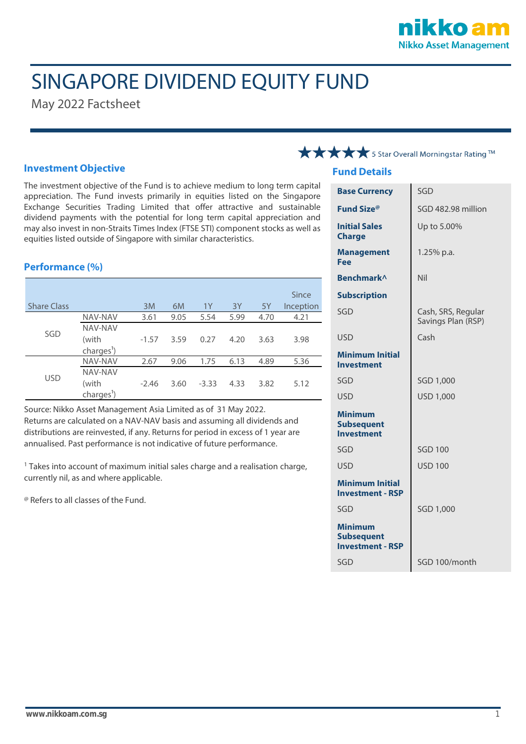# SINGAPORE DIVIDEND EQUITY FUND

May 2022 Factsheet

★★★★★ 5 Star Overall Morningstar Rating ™

## Investment Objective

The investment objective of the Fund is to achieve medium to long term capital appreciation. The Fund invests primarily in equities listed on the Singapore Exchange Securities Trading Limited that offer attractive and sustainable dividend payments with the potential for long term capital appreciation and may also invest in non-Straits Times Index (FTSE STI) component stocks as well as equities listed outside of Singapore with similar characteristics.

## Performance (%)

| Share Class | | 3M | 6M | 1Y | 3Y | 5Y | Since Inception |
|---|---|---|---|---|---|---|---|
| SGD | NAV-NAV | 3.61 | 9.05 | 5.54 | 5.99 | 4.70 | 4.21 |
| | NAV-NAV (with charges[1]) | -1.57 | 3.59 | 0.27 | 4.20 | 3.63 | 3.98 |
| USD | NAV-NAV | 2.67 | 9.06 | 1.75 | 6.13 | 4.89 | 5.36 |
| | NAV-NAV (with charges[1]) | -2.46 | 3.60 | -3.33 | 4.33 | 3.82 | 5.12 |

Source: Nikko Asset Management Asia Limited as of 31 May 2022. Returns are calculated on a NAV-NAV basis and assuming all dividends and distributions are reinvested, if any. Returns for period in excess of 1 year are annualised. Past performance is not indicative of future performance.

[1] Takes into account of maximum initial sales charge and a realisation charge, currently nil, as and where applicable.

[@] Refers to all classes of the Fund.

## Fund Details

| | |
|---|---|
| **Base Currency** | SGD |
| **Fund Size[@]** | SGD 482.98 million |
| **Initial Sales Charge** | Up to 5.00% |
| **Management Fee** | 1.25% p.a. |
| **Benchmark^** | Nil |
| **Subscription** | |
| SGD | Cash, SRS, Regular Savings Plan (RSP) |
| USD | Cash |
| **Minimum Initial Investment** | |
| SGD | SGD 1,000 |
| USD | USD 1,000 |
| **Minimum Subsequent Investment** | |
| SGD | SGD 100 |
| USD | USD 100 |
| **Minimum Initial Investment - RSP** | |
| SGD | SGD 1,000 |
| **Minimum Subsequent Investment - RSP** | |
| SGD | SGD 100/month |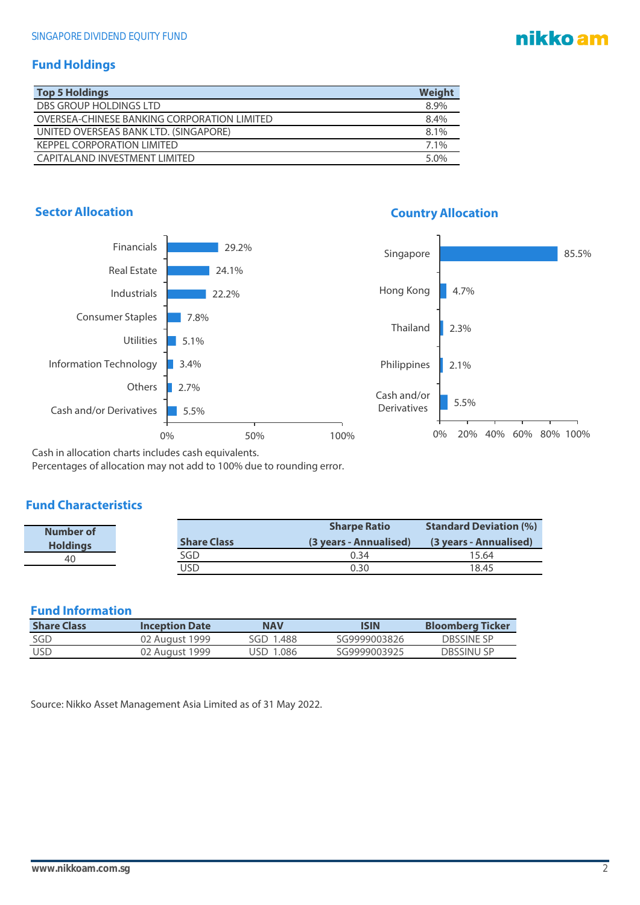## Fund Holdings

| Top 5 Holdings | Weight |
|---|---|
| DBS GROUP HOLDINGS LTD | 8.9% |
| OVERSEA-CHINESE BANKING CORPORATION LIMITED | 8.4% |
| UNITED OVERSEAS BANK LTD. (SINGAPORE) | 8.1% |
| KEPPEL CORPORATION LIMITED | 7.1% |
| CAPITALAND INVESTMENT LIMITED | 5.0% |

## Sector Allocation

| Sector | Allocation |
|---|---|
| Financials | 29.2% |
| Real Estate | 24.1% |
| Industrials | 22.2% |
| Consumer Staples | 7.8% |
| Utilities | 5.1% |
| Information Technology | 3.4% |
| Others | 2.7% |
| Cash and/or Derivatives | 5.5% |

## Country Allocation

| Country | Allocation |
|---|---|
| Singapore | 85.5% |
| Hong Kong | 4.7% |
| Thailand | 2.3% |
| Philippines | 2.1% |
| Cash and/or Derivatives | 5.5% |

Cash in allocation charts includes cash equivalents.
Percentages of allocation may not add to 100% due to rounding error.

## Fund Characteristics

| Number of Holdings |
|---|
| 40 |

| Share Class | Sharpe Ratio (3 years - Annualised) | Standard Deviation (%) (3 years - Annualised) |
|---|---|---|
| SGD | 0.34 | 15.64 |
| USD | 0.30 | 18.45 |

## Fund Information

| Share Class | Inception Date | NAV | ISIN | Bloomberg Ticker |
|---|---|---|---|---|
| SGD | 02 August 1999 | SGD 1.488 | SG9999003826 | DBSSINE SP |
| USD | 02 August 1999 | USD 1.086 | SG9999003925 | DBSSINU SP |

Source: Nikko Asset Management Asia Limited as of 31 May 2022.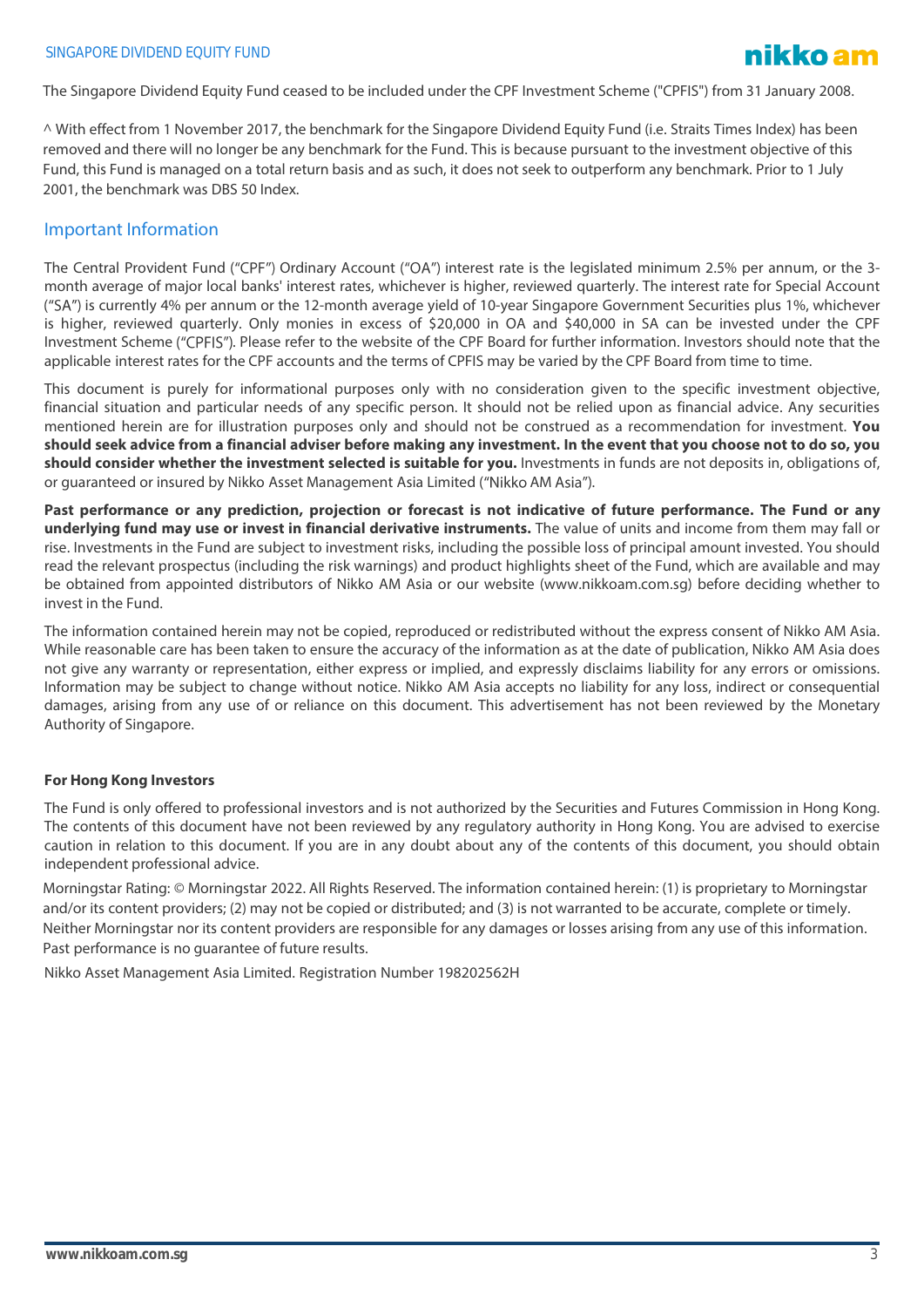The Singapore Dividend Equity Fund ceased to be included under the CPF Investment Scheme ("CPFIS") from 31 January 2008.

^ With effect from 1 November 2017, the benchmark for the Singapore Dividend Equity Fund (i.e. Straits Times Index) has been removed and there will no longer be any benchmark for the Fund. This is because pursuant to the investment objective of this Fund, this Fund is managed on a total return basis and as such, it does not seek to outperform any benchmark. Prior to 1 July 2001, the benchmark was DBS 50 Index.

## Important Information

The Central Provident Fund ("CPF") Ordinary Account ("OA") interest rate is the legislated minimum 2.5% per annum, or the 3-month average of major local banks' interest rates, whichever is higher, reviewed quarterly. The interest rate for Special Account ("SA") is currently 4% per annum or the 12-month average yield of 10-year Singapore Government Securities plus 1%, whichever is higher, reviewed quarterly. Only monies in excess of $20,000 in OA and $40,000 in SA can be invested under the CPF Investment Scheme ("CPFIS"). Please refer to the website of the CPF Board for further information. Investors should note that the applicable interest rates for the CPF accounts and the terms of CPFIS may be varied by the CPF Board from time to time.

This document is purely for informational purposes only with no consideration given to the specific investment objective, financial situation and particular needs of any specific person. It should not be relied upon as financial advice. Any securities mentioned herein are for illustration purposes only and should not be construed as a recommendation for investment. **You should seek advice from a financial adviser before making any investment. In the event that you choose not to do so, you should consider whether the investment selected is suitable for you.** Investments in funds are not deposits in, obligations of, or guaranteed or insured by Nikko Asset Management Asia Limited ("Nikko AM Asia").

**Past performance or any prediction, projection or forecast is not indicative of future performance. The Fund or any underlying fund may use or invest in financial derivative instruments.** The value of units and income from them may fall or rise. Investments in the Fund are subject to investment risks, including the possible loss of principal amount invested. You should read the relevant prospectus (including the risk warnings) and product highlights sheet of the Fund, which are available and may be obtained from appointed distributors of Nikko AM Asia or our website (www.nikkoam.com.sg) before deciding whether to invest in the Fund.

The information contained herein may not be copied, reproduced or redistributed without the express consent of Nikko AM Asia. While reasonable care has been taken to ensure the accuracy of the information as at the date of publication, Nikko AM Asia does not give any warranty or representation, either express or implied, and expressly disclaims liability for any errors or omissions. Information may be subject to change without notice. Nikko AM Asia accepts no liability for any loss, indirect or consequential damages, arising from any use of or reliance on this document. This advertisement has not been reviewed by the Monetary Authority of Singapore.

**For Hong Kong Investors**

The Fund is only offered to professional investors and is not authorized by the Securities and Futures Commission in Hong Kong. The contents of this document have not been reviewed by any regulatory authority in Hong Kong. You are advised to exercise caution in relation to this document. If you are in any doubt about any of the contents of this document, you should obtain independent professional advice.

Morningstar Rating: © Morningstar 2022. All Rights Reserved. The information contained herein: (1) is proprietary to Morningstar and/or its content providers; (2) may not be copied or distributed; and (3) is not warranted to be accurate, complete or timely. Neither Morningstar nor its content providers are responsible for any damages or losses arising from any use of this information. Past performance is no guarantee of future results.

Nikko Asset Management Asia Limited. Registration Number 198202562H